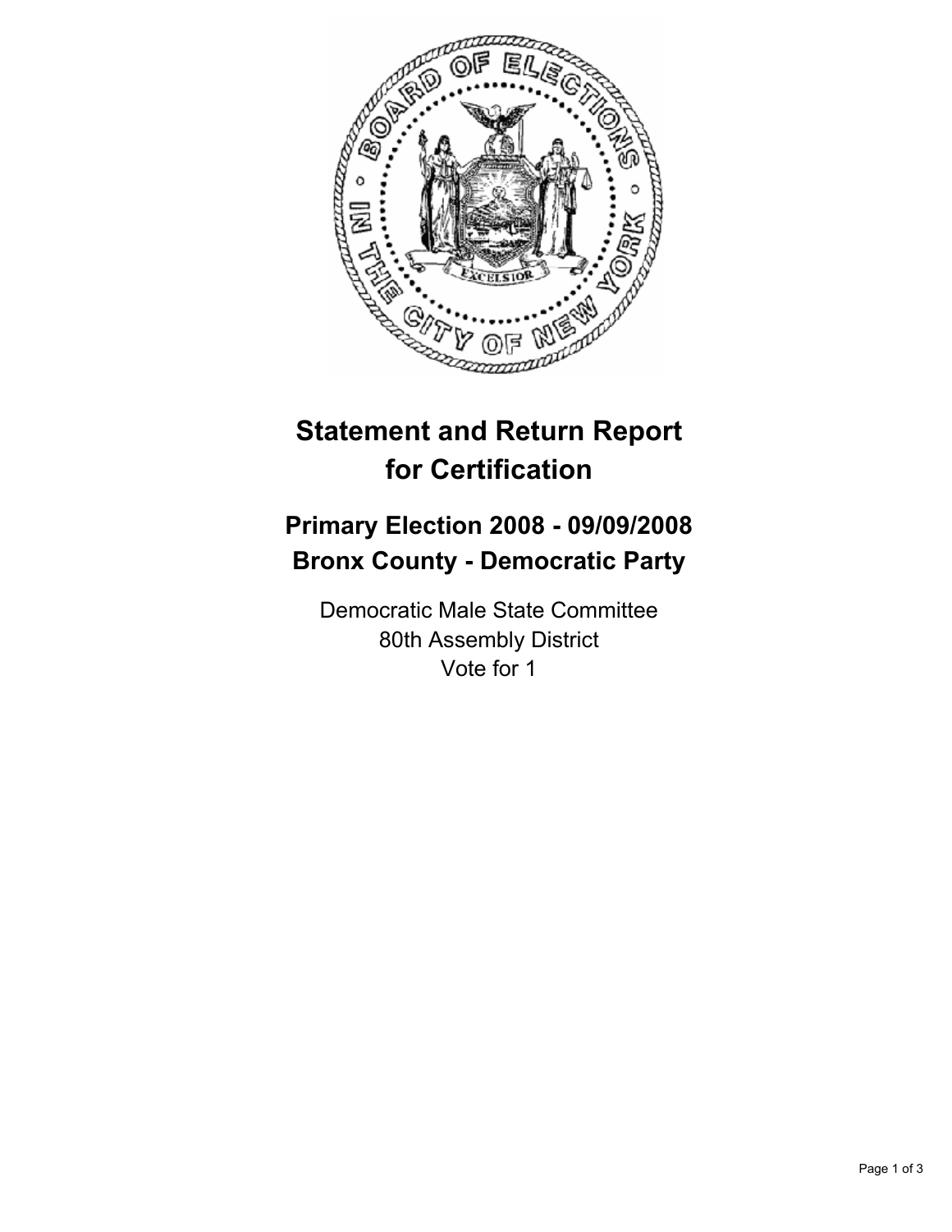# Statement and Return Report for Certification

## Primary Election 2008 - 09/09/2008
## Bronx County - Democratic Party

Democratic Male State Committee
80th Assembly District
Vote for 1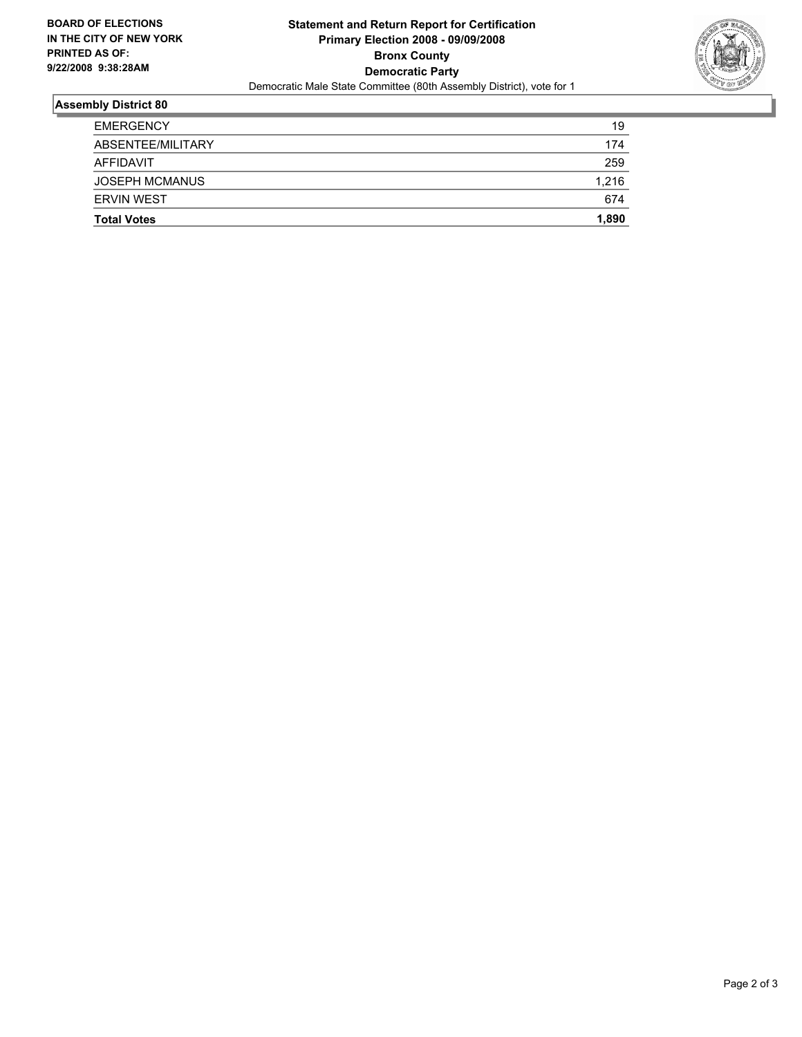**BOARD OF ELECTIONS IN THE CITY OF NEW YORK**
**PRINTED AS OF: 9/22/2008 9:38:28AM**

**Statement and Return Report for Certification**
**Primary Election 2008 - 09/09/2008**
**Bronx County**
**Democratic Party**
Democratic Male State Committee (80th Assembly District), vote for 1

## Assembly District 80

| | |
|---|---|
| EMERGENCY | 19 |
| ABSENTEE/MILITARY | 174 |
| AFFIDAVIT | 259 |
| JOSEPH MCMANUS | 1,216 |
| ERVIN WEST | 674 |
| **Total Votes** | **1,890** |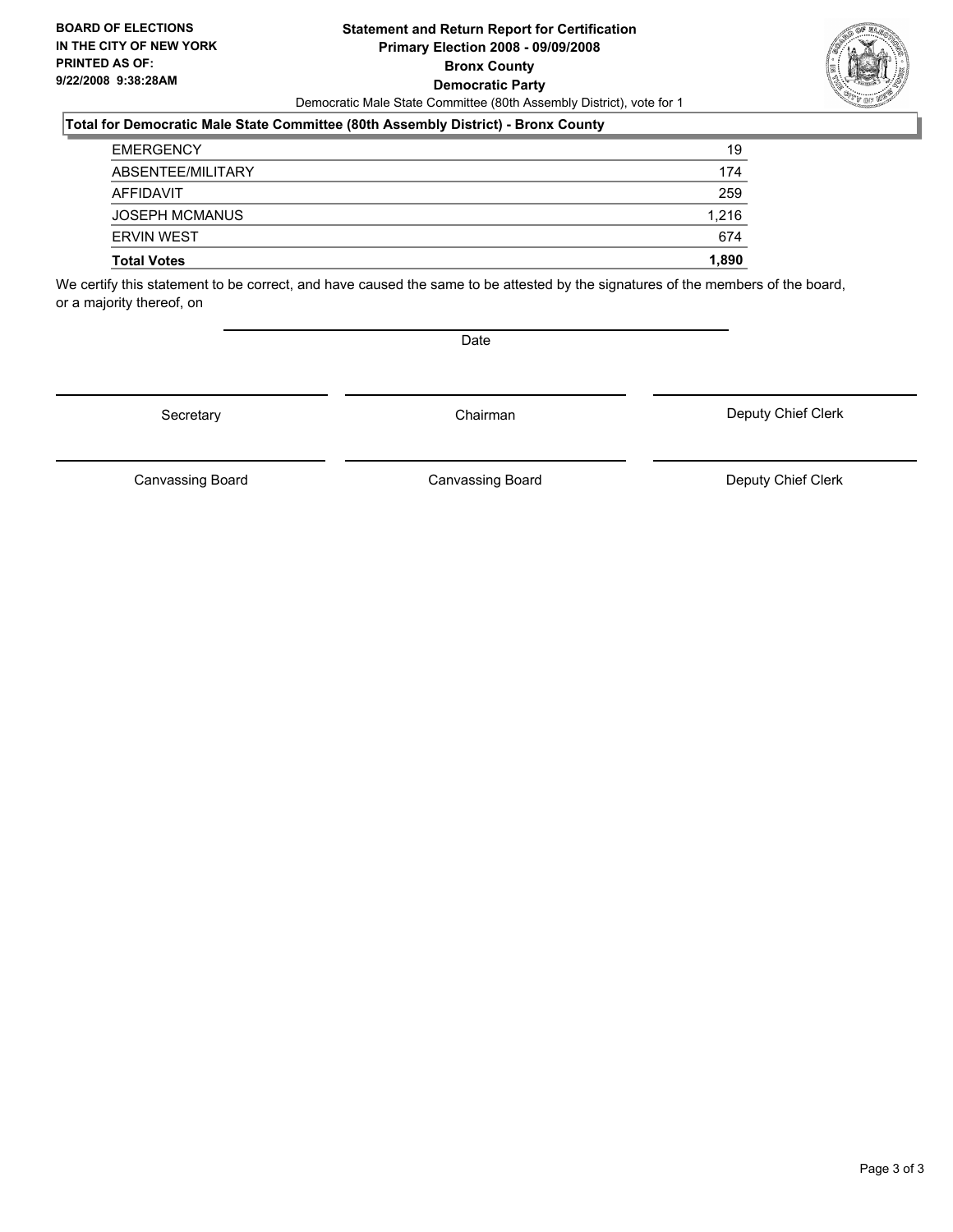**BOARD OF ELECTIONS IN THE CITY OF NEW YORK PRINTED AS OF: 9/22/2008 9:38:28AM**

**Statement and Return Report for Certification**
**Primary Election 2008 - 09/09/2008**
**Bronx County**
**Democratic Party**

Democratic Male State Committee (80th Assembly District), vote for 1

**Total for Democratic Male State Committee (80th Assembly District) - Bronx County**

| | |
|---|---|
| EMERGENCY | 19 |
| ABSENTEE/MILITARY | 174 |
| AFFIDAVIT | 259 |
| JOSEPH MCMANUS | 1,216 |
| ERVIN WEST | 674 |
| **Total Votes** | **1,890** |

We certify this statement to be correct, and have caused the same to be attested by the signatures of the members of the board, or a majority thereof, on

Date

Secretary | Chairman | Deputy Chief Clerk

Canvassing Board | Canvassing Board | Deputy Chief Clerk